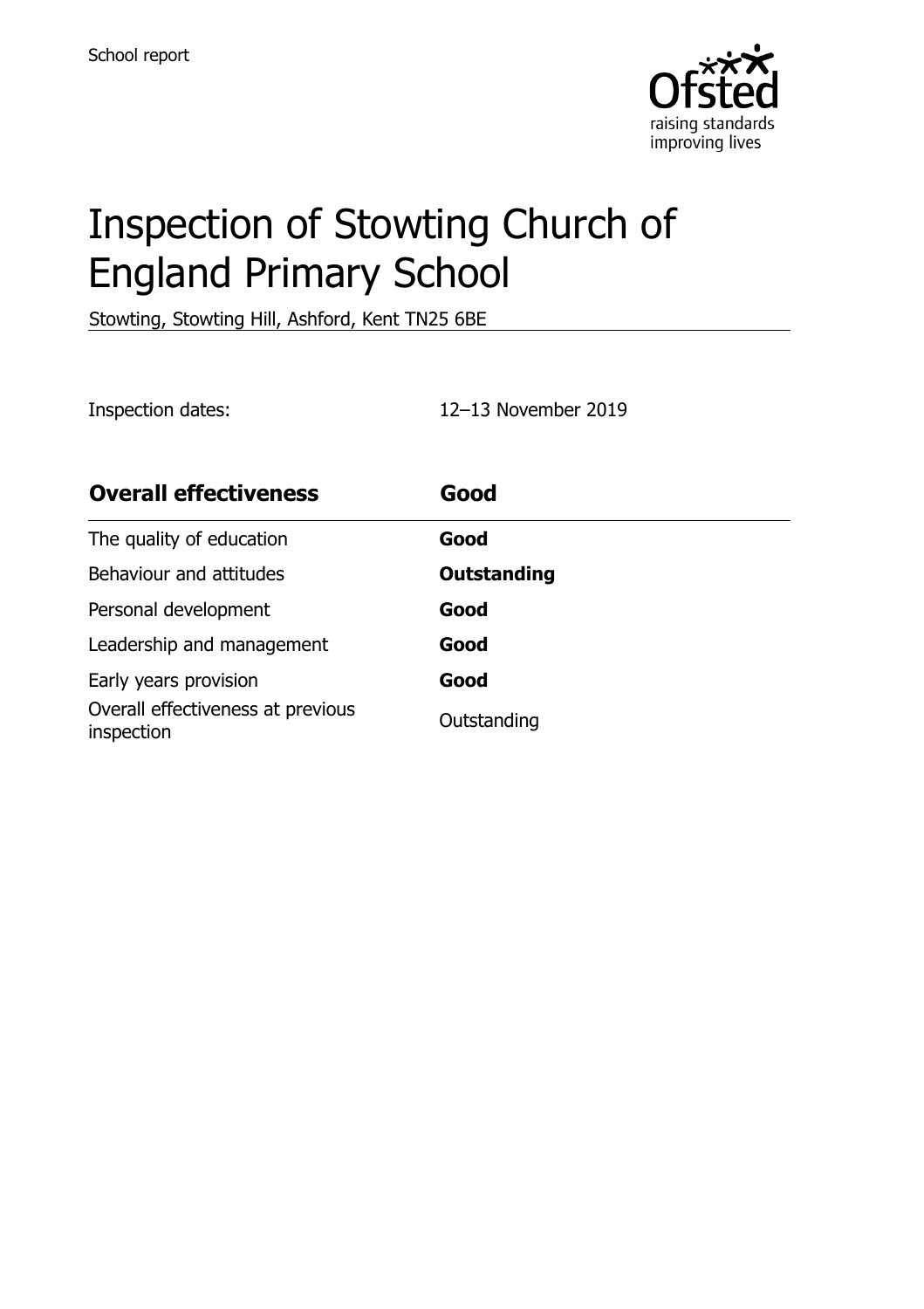School report

# Inspection of Stowting Church of England Primary School

Stowting, Stowting Hill, Ashford, Kent TN25 6BE

Inspection dates: 12–13 November 2019

| **Overall effectiveness** | **Good** |
| --- | --- |
| The quality of education | **Good** |
| Behaviour and attitudes | **Outstanding** |
| Personal development | **Good** |
| Leadership and management | **Good** |
| Early years provision | **Good** |
| Overall effectiveness at previous inspection | Outstanding |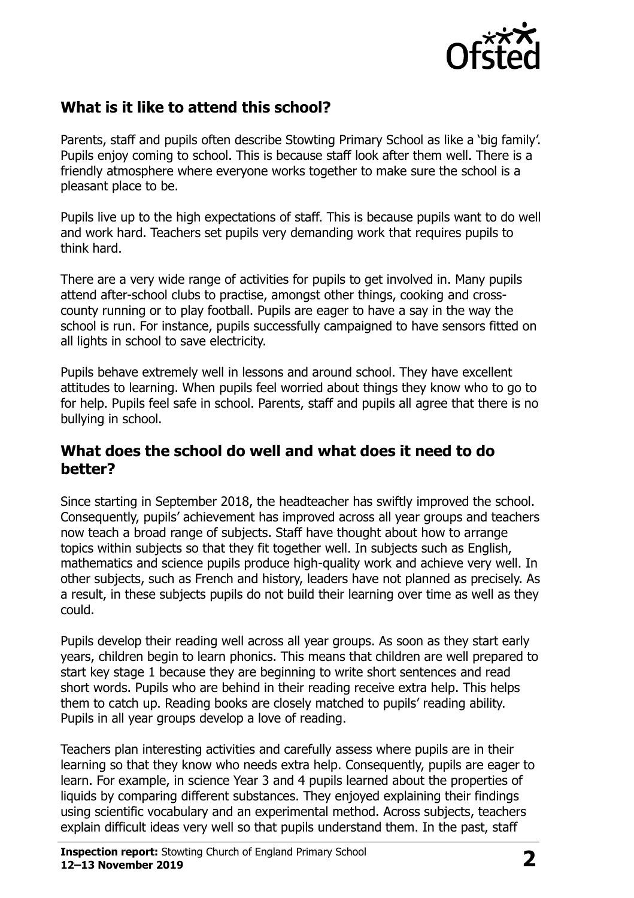## What is it like to attend this school?

Parents, staff and pupils often describe Stowting Primary School as like a 'big family'. Pupils enjoy coming to school. This is because staff look after them well. There is a friendly atmosphere where everyone works together to make sure the school is a pleasant place to be.

Pupils live up to the high expectations of staff. This is because pupils want to do well and work hard. Teachers set pupils very demanding work that requires pupils to think hard.

There are a very wide range of activities for pupils to get involved in. Many pupils attend after-school clubs to practise, amongst other things, cooking and cross-county running or to play football. Pupils are eager to have a say in the way the school is run. For instance, pupils successfully campaigned to have sensors fitted on all lights in school to save electricity.

Pupils behave extremely well in lessons and around school. They have excellent attitudes to learning. When pupils feel worried about things they know who to go to for help. Pupils feel safe in school. Parents, staff and pupils all agree that there is no bullying in school.

## What does the school do well and what does it need to do better?

Since starting in September 2018, the headteacher has swiftly improved the school. Consequently, pupils' achievement has improved across all year groups and teachers now teach a broad range of subjects. Staff have thought about how to arrange topics within subjects so that they fit together well. In subjects such as English, mathematics and science pupils produce high-quality work and achieve very well. In other subjects, such as French and history, leaders have not planned as precisely. As a result, in these subjects pupils do not build their learning over time as well as they could.

Pupils develop their reading well across all year groups. As soon as they start early years, children begin to learn phonics. This means that children are well prepared to start key stage 1 because they are beginning to write short sentences and read short words. Pupils who are behind in their reading receive extra help. This helps them to catch up. Reading books are closely matched to pupils' reading ability. Pupils in all year groups develop a love of reading.

Teachers plan interesting activities and carefully assess where pupils are in their learning so that they know who needs extra help. Consequently, pupils are eager to learn. For example, in science Year 3 and 4 pupils learned about the properties of liquids by comparing different substances. They enjoyed explaining their findings using scientific vocabulary and an experimental method. Across subjects, teachers explain difficult ideas very well so that pupils understand them. In the past, staff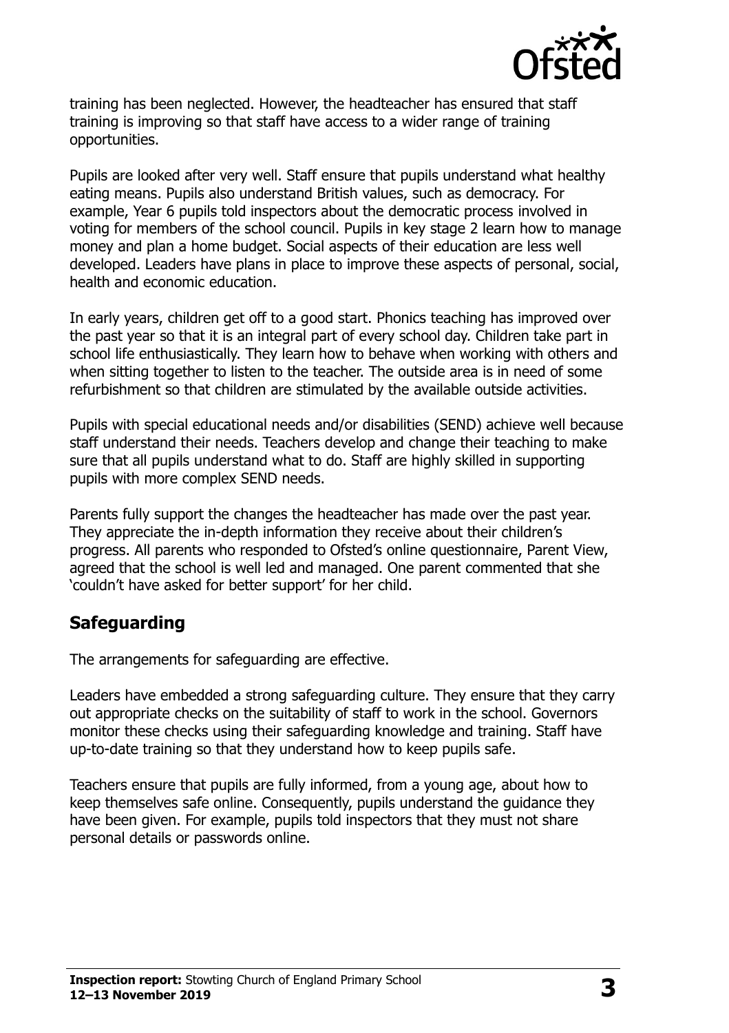training has been neglected. However, the headteacher has ensured that staff training is improving so that staff have access to a wider range of training opportunities.

Pupils are looked after very well. Staff ensure that pupils understand what healthy eating means. Pupils also understand British values, such as democracy. For example, Year 6 pupils told inspectors about the democratic process involved in voting for members of the school council. Pupils in key stage 2 learn how to manage money and plan a home budget. Social aspects of their education are less well developed. Leaders have plans in place to improve these aspects of personal, social, health and economic education.

In early years, children get off to a good start. Phonics teaching has improved over the past year so that it is an integral part of every school day. Children take part in school life enthusiastically. They learn how to behave when working with others and when sitting together to listen to the teacher. The outside area is in need of some refurbishment so that children are stimulated by the available outside activities.

Pupils with special educational needs and/or disabilities (SEND) achieve well because staff understand their needs. Teachers develop and change their teaching to make sure that all pupils understand what to do. Staff are highly skilled in supporting pupils with more complex SEND needs.

Parents fully support the changes the headteacher has made over the past year. They appreciate the in-depth information they receive about their children's progress. All parents who responded to Ofsted's online questionnaire, Parent View, agreed that the school is well led and managed. One parent commented that she 'couldn't have asked for better support' for her child.

## Safeguarding

The arrangements for safeguarding are effective.

Leaders have embedded a strong safeguarding culture. They ensure that they carry out appropriate checks on the suitability of staff to work in the school. Governors monitor these checks using their safeguarding knowledge and training. Staff have up-to-date training so that they understand how to keep pupils safe.

Teachers ensure that pupils are fully informed, from a young age, about how to keep themselves safe online. Consequently, pupils understand the guidance they have been given. For example, pupils told inspectors that they must not share personal details or passwords online.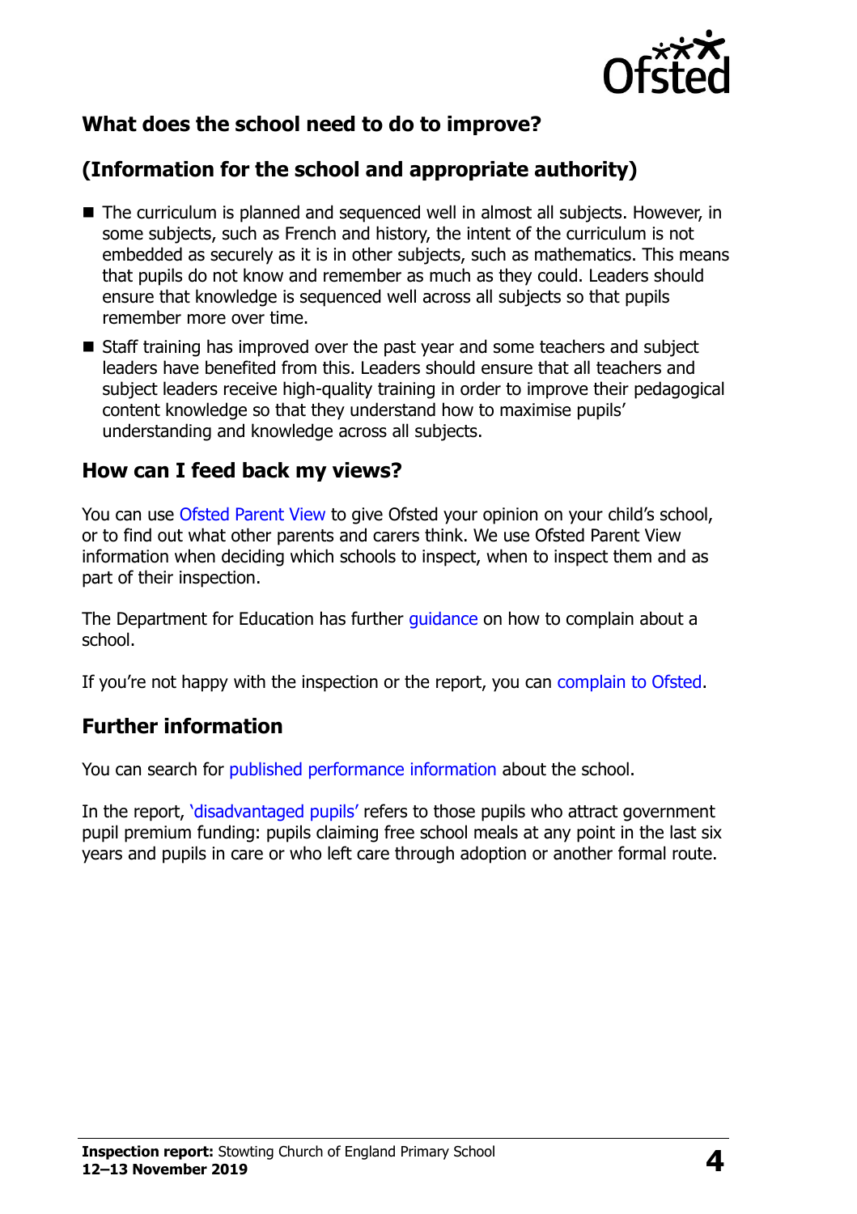## What does the school need to do to improve?

## (Information for the school and appropriate authority)

- The curriculum is planned and sequenced well in almost all subjects. However, in some subjects, such as French and history, the intent of the curriculum is not embedded as securely as it is in other subjects, such as mathematics. This means that pupils do not know and remember as much as they could. Leaders should ensure that knowledge is sequenced well across all subjects so that pupils remember more over time.
- Staff training has improved over the past year and some teachers and subject leaders have benefited from this. Leaders should ensure that all teachers and subject leaders receive high-quality training in order to improve their pedagogical content knowledge so that they understand how to maximise pupils' understanding and knowledge across all subjects.

## How can I feed back my views?

You can use Ofsted Parent View to give Ofsted your opinion on your child's school, or to find out what other parents and carers think. We use Ofsted Parent View information when deciding which schools to inspect, when to inspect them and as part of their inspection.

The Department for Education has further guidance on how to complain about a school.

If you're not happy with the inspection or the report, you can complain to Ofsted.

## Further information

You can search for published performance information about the school.

In the report, 'disadvantaged pupils' refers to those pupils who attract government pupil premium funding: pupils claiming free school meals at any point in the last six years and pupils in care or who left care through adoption or another formal route.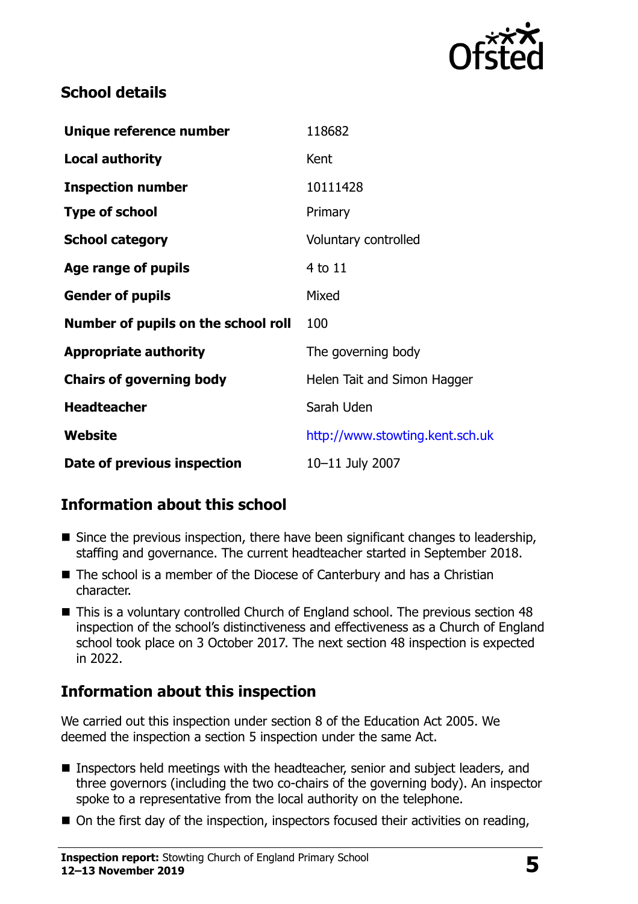## School details

| | |
|---|---|
| **Unique reference number** | 118682 |
| **Local authority** | Kent |
| **Inspection number** | 10111428 |
| **Type of school** | Primary |
| **School category** | Voluntary controlled |
| **Age range of pupils** | 4 to 11 |
| **Gender of pupils** | Mixed |
| **Number of pupils on the school roll** | 100 |
| **Appropriate authority** | The governing body |
| **Chairs of governing body** | Helen Tait and Simon Hagger |
| **Headteacher** | Sarah Uden |
| **Website** | http://www.stowting.kent.sch.uk |
| **Date of previous inspection** | 10–11 July 2007 |

## Information about this school

- Since the previous inspection, there have been significant changes to leadership, staffing and governance. The current headteacher started in September 2018.
- The school is a member of the Diocese of Canterbury and has a Christian character.
- This is a voluntary controlled Church of England school. The previous section 48 inspection of the school's distinctiveness and effectiveness as a Church of England school took place on 3 October 2017. The next section 48 inspection is expected in 2022.

## Information about this inspection

We carried out this inspection under section 8 of the Education Act 2005. We deemed the inspection a section 5 inspection under the same Act.

- Inspectors held meetings with the headteacher, senior and subject leaders, and three governors (including the two co-chairs of the governing body). An inspector spoke to a representative from the local authority on the telephone.
- On the first day of the inspection, inspectors focused their activities on reading,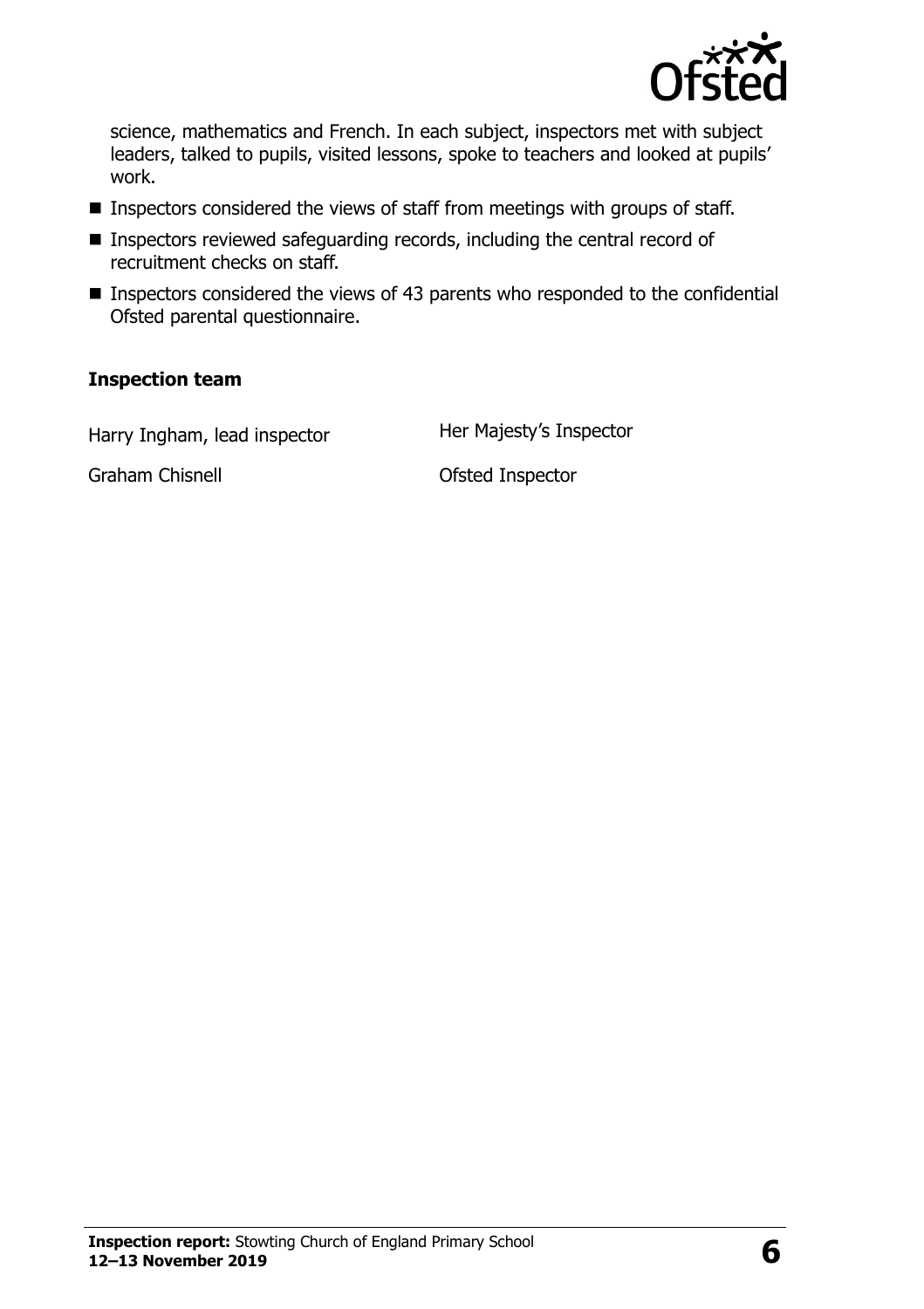science, mathematics and French. In each subject, inspectors met with subject leaders, talked to pupils, visited lessons, spoke to teachers and looked at pupils' work.

- Inspectors considered the views of staff from meetings with groups of staff.
- Inspectors reviewed safeguarding records, including the central record of recruitment checks on staff.
- Inspectors considered the views of 43 parents who responded to the confidential Ofsted parental questionnaire.

### Inspection team

| | |
|---|---|
| Harry Ingham, lead inspector | Her Majesty's Inspector |
| Graham Chisnell | Ofsted Inspector |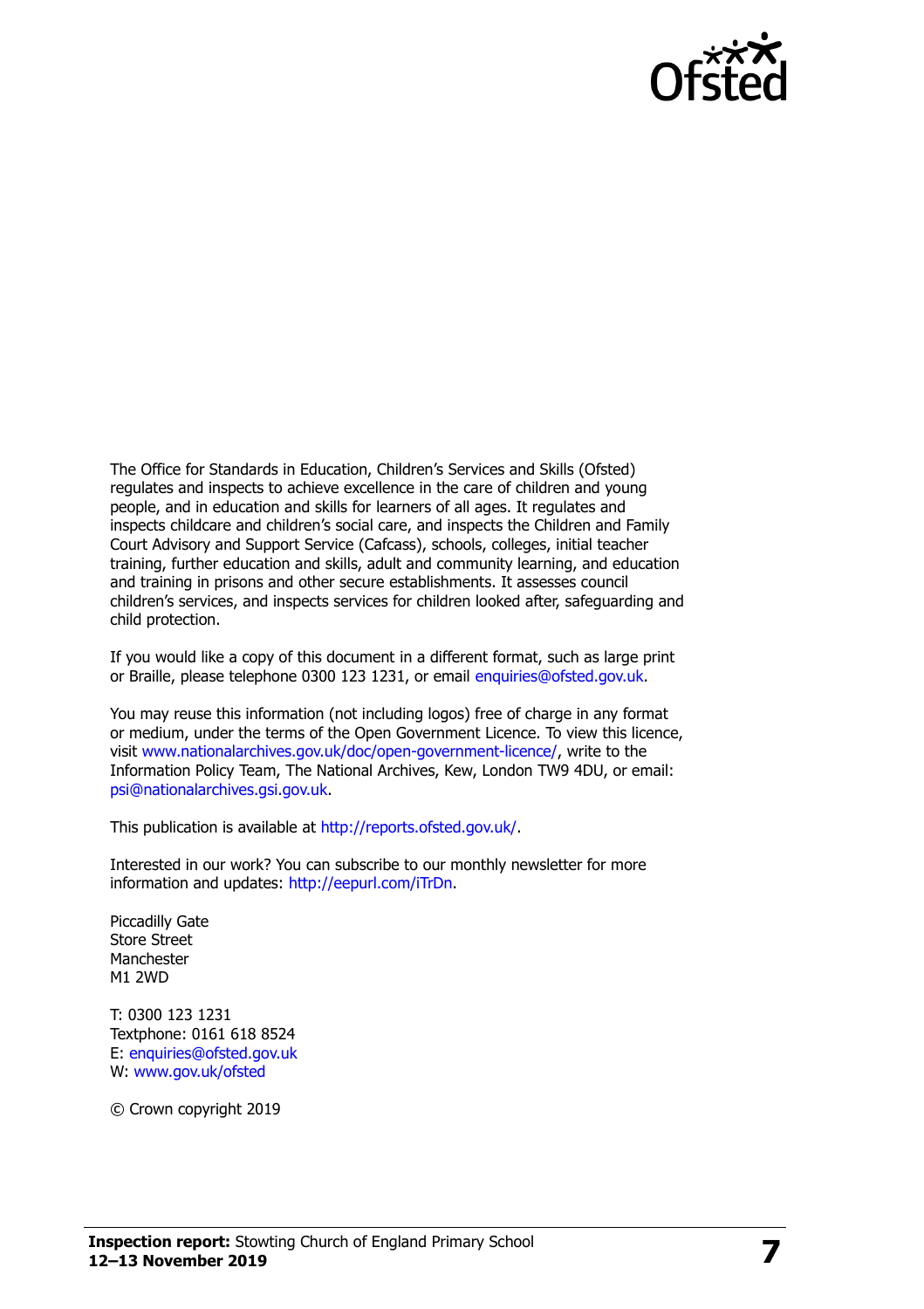The Office for Standards in Education, Children's Services and Skills (Ofsted) regulates and inspects to achieve excellence in the care of children and young people, and in education and skills for learners of all ages. It regulates and inspects childcare and children's social care, and inspects the Children and Family Court Advisory and Support Service (Cafcass), schools, colleges, initial teacher training, further education and skills, adult and community learning, and education and training in prisons and other secure establishments. It assesses council children's services, and inspects services for children looked after, safeguarding and child protection.

If you would like a copy of this document in a different format, such as large print or Braille, please telephone 0300 123 1231, or email enquiries@ofsted.gov.uk.

You may reuse this information (not including logos) free of charge in any format or medium, under the terms of the Open Government Licence. To view this licence, visit www.nationalarchives.gov.uk/doc/open-government-licence/, write to the Information Policy Team, The National Archives, Kew, London TW9 4DU, or email: psi@nationalarchives.gsi.gov.uk.

This publication is available at http://reports.ofsted.gov.uk/.

Interested in our work? You can subscribe to our monthly newsletter for more information and updates: http://eepurl.com/iTrDn.

Piccadilly Gate
Store Street
Manchester
M1 2WD

T: 0300 123 1231
Textphone: 0161 618 8524
E: enquiries@ofsted.gov.uk
W: www.gov.uk/ofsted

© Crown copyright 2019